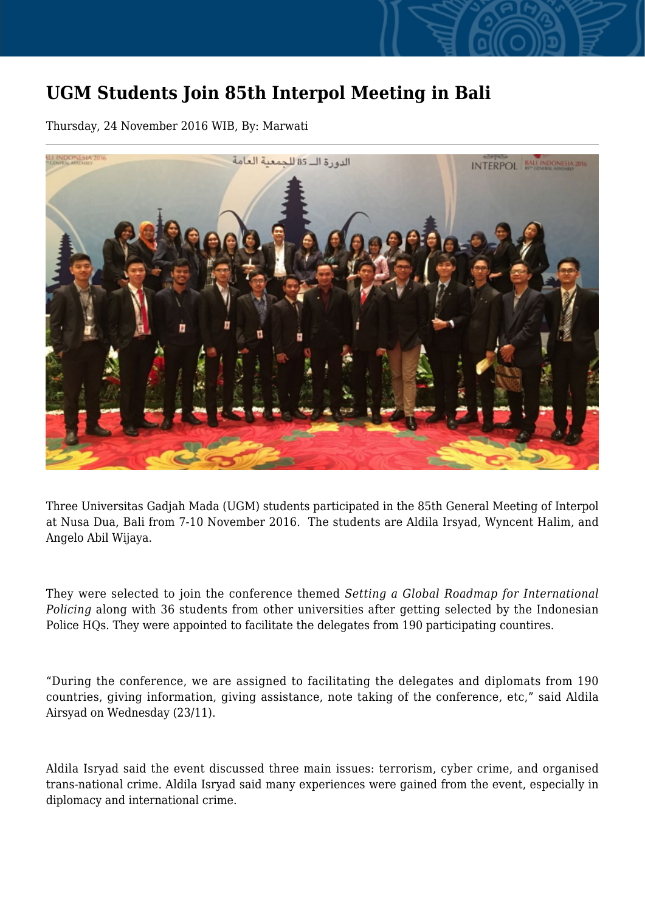# UGM Students Join 85th Interpol Meeting in Bali

Thursday, 24 November 2016 WIB, By: Marwati

Three Universitas Gadjah Mada (UGM) students participated in the 85th General Meeting of Interpol at Nusa Dua, Bali from 7-10 November 2016. The students are Aldila Irsyad, Wyncent Halim, and Angelo Abil Wijaya.

They were selected to join the conference themed *Setting a Global Roadmap for International Policing* along with 36 students from other universities after getting selected by the Indonesian Police HQs. They were appointed to facilitate the delegates from 190 participating countires.

"During the conference, we are assigned to facilitating the delegates and diplomats from 190 countries, giving information, giving assistance, note taking of the conference, etc," said Aldila Airsyad on Wednesday (23/11).

Aldila Isryad said the event discussed three main issues: terrorism, cyber crime, and organised trans-national crime. Aldila Isryad said many experiences were gained from the event, especially in diplomacy and international crime.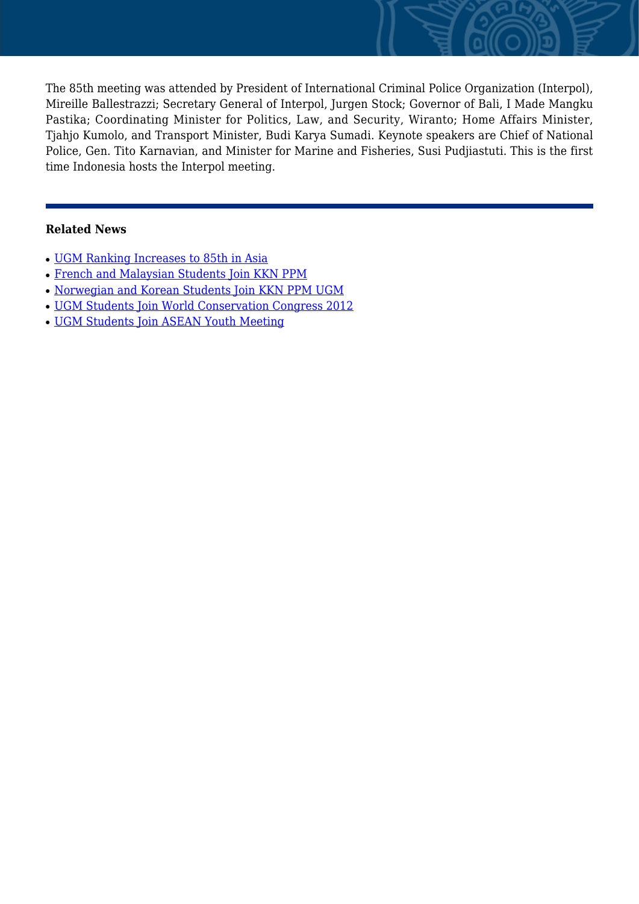The 85th meeting was attended by President of International Criminal Police Organization (Interpol), Mireille Ballestrazzi; Secretary General of Interpol, Jurgen Stock; Governor of Bali, I Made Mangku Pastika; Coordinating Minister for Politics, Law, and Security, Wiranto; Home Affairs Minister, Tjahjo Kumolo, and Transport Minister, Budi Karya Sumadi. Keynote speakers are Chief of National Police, Gen. Tito Karnavian, and Minister for Marine and Fisheries, Susi Pudjiastuti. This is the first time Indonesia hosts the Interpol meeting.

---

**Related News**

- UGM Ranking Increases to 85th in Asia
- French and Malaysian Students Join KKN PPM
- Norwegian and Korean Students Join KKN PPM UGM
- UGM Students Join World Conservation Congress 2012
- UGM Students Join ASEAN Youth Meeting